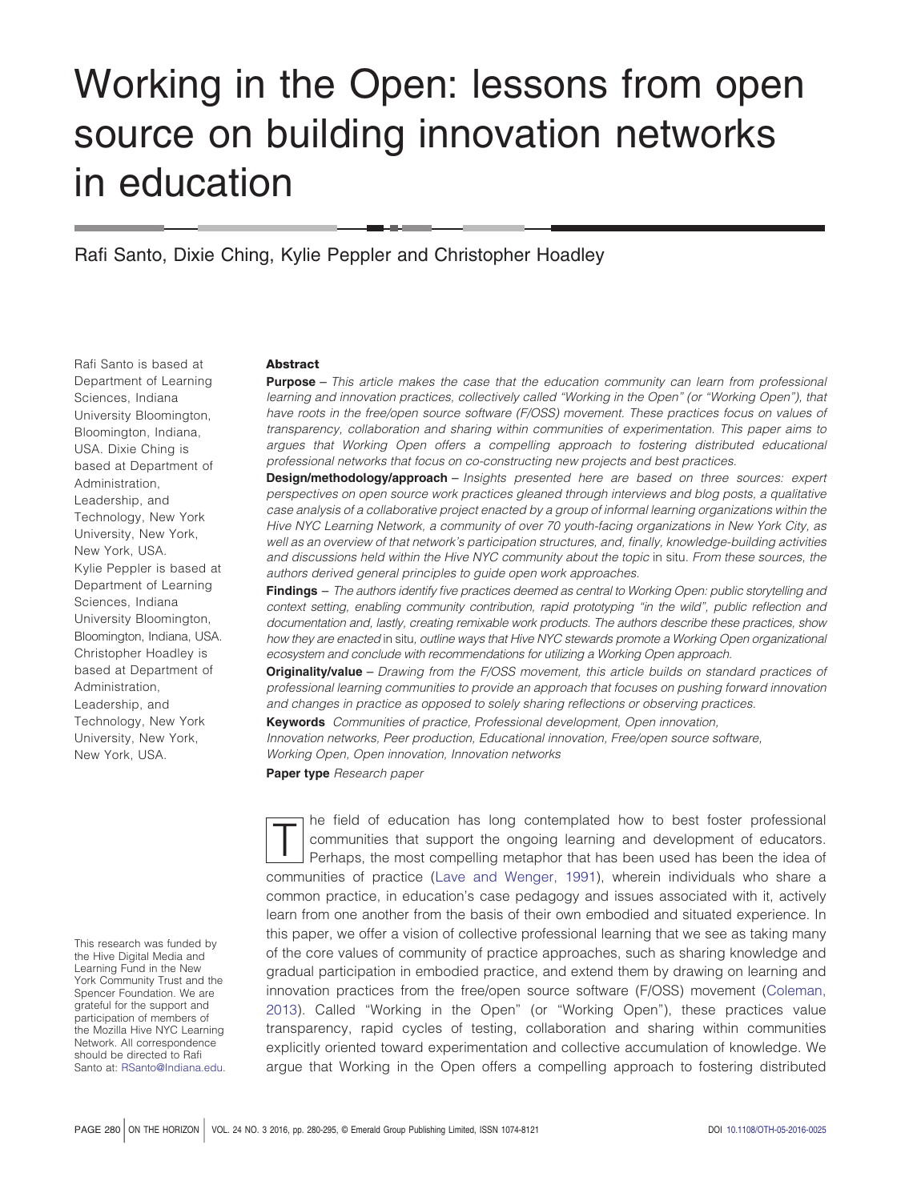# Working in the Open: lessons from open source on building innovation networks in education

Rafi Santo, Dixie Ching, Kylie Peppler and Christopher Hoadley

Rafi Santo is based at Department of Learning Sciences, Indiana University Bloomington, Bloomington, Indiana, USA. Dixie Ching is based at Department of Administration, Leadership, and Technology, New York University, New York, New York, USA. Kylie Peppler is based at Department of Learning Sciences, Indiana University Bloomington, Bloomington, Indiana, USA. Christopher Hoadley is based at Department of Administration, Leadership, and Technology, New York University, New York, New York, USA.

This research was funded by the Hive Digital Media and Learning Fund in the New York Community Trust and the Spencer Foundation. We are grateful for the support and participation of members of the Mozilla Hive NYC Learning Network. All correspondence should be directed to Rafi Santo at: RSanto@Indiana.edu.

## Abstract

**Purpose** – *This article makes the case that the education community can learn from professional learning and innovation practices, collectively called "Working in the Open" (or "Working Open"), that have roots in the free/open source software (F/OSS) movement. These practices focus on values of transparency, collaboration and sharing within communities of experimentation. This paper aims to argues that Working Open offers a compelling approach to fostering distributed educational professional networks that focus on co-constructing new projects and best practices.*

**Design/methodology/approach** – *Insights presented here are based on three sources: expert perspectives on open source work practices gleaned through interviews and blog posts, a qualitative case analysis of a collaborative project enacted by a group of informal learning organizations within the Hive NYC Learning Network, a community of over 70 youth-facing organizations in New York City, as well as an overview of that network's participation structures, and, finally, knowledge-building activities and discussions held within the Hive NYC community about the topic* in situ*. From these sources, the authors derived general principles to guide open work approaches.*

**Findings** – *The authors identify five practices deemed as central to Working Open: public storytelling and context setting, enabling community contribution, rapid prototyping "in the wild", public reflection and documentation and, lastly, creating remixable work products. The authors describe these practices, show how they are enacted* in situ*, outline ways that Hive NYC stewards promote a Working Open organizational ecosystem and conclude with recommendations for utilizing a Working Open approach.*

**Originality/value** – *Drawing from the F/OSS movement, this article builds on standard practices of professional learning communities to provide an approach that focuses on pushing forward innovation and changes in practice as opposed to solely sharing reflections or observing practices.*

**Keywords** *Communities of practice, Professional development, Open innovation, Innovation networks, Peer production, Educational innovation, Free/open source software, Working Open, Open innovation, Innovation networks*

**Paper type** *Research paper*

The field of education has long contemplated how to best foster professional communities that support the ongoing learning and development of educators. Perhaps, the most compelling metaphor that has been used has been the idea of communities of practice (Lave and Wenger, 1991), wherein individuals who share a common practice, in education's case pedagogy and issues associated with it, actively learn from one another from the basis of their own embodied and situated experience. In this paper, we offer a vision of collective professional learning that we see as taking many of the core values of community of practice approaches, such as sharing knowledge and gradual participation in embodied practice, and extend them by drawing on learning and innovation practices from the free/open source software (F/OSS) movement (Coleman, 2013). Called "Working in the Open" (or "Working Open"), these practices value transparency, rapid cycles of testing, collaboration and sharing within communities explicitly oriented toward experimentation and collective accumulation of knowledge. We argue that Working in the Open offers a compelling approach to fostering distributed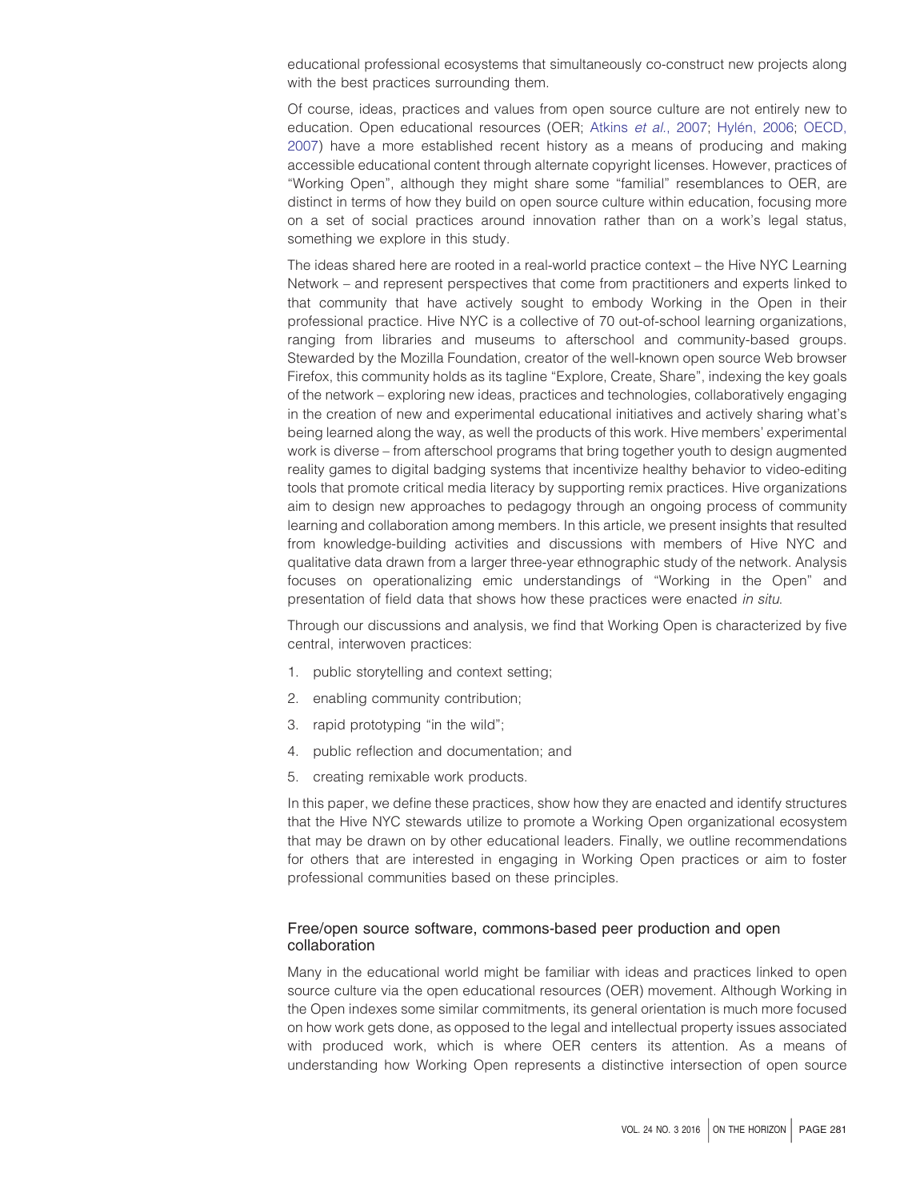educational professional ecosystems that simultaneously co-construct new projects along with the best practices surrounding them.

Of course, ideas, practices and values from open source culture are not entirely new to education. Open educational resources (OER; Atkins *et al.*, 2007; Hylén, 2006; OECD, 2007) have a more established recent history as a means of producing and making accessible educational content through alternate copyright licenses. However, practices of "Working Open", although they might share some "familial" resemblances to OER, are distinct in terms of how they build on open source culture within education, focusing more on a set of social practices around innovation rather than on a work's legal status, something we explore in this study.

The ideas shared here are rooted in a real-world practice context – the Hive NYC Learning Network – and represent perspectives that come from practitioners and experts linked to that community that have actively sought to embody Working in the Open in their professional practice. Hive NYC is a collective of 70 out-of-school learning organizations, ranging from libraries and museums to afterschool and community-based groups. Stewarded by the Mozilla Foundation, creator of the well-known open source Web browser Firefox, this community holds as its tagline "Explore, Create, Share", indexing the key goals of the network – exploring new ideas, practices and technologies, collaboratively engaging in the creation of new and experimental educational initiatives and actively sharing what's being learned along the way, as well the products of this work. Hive members' experimental work is diverse – from afterschool programs that bring together youth to design augmented reality games to digital badging systems that incentivize healthy behavior to video-editing tools that promote critical media literacy by supporting remix practices. Hive organizations aim to design new approaches to pedagogy through an ongoing process of community learning and collaboration among members. In this article, we present insights that resulted from knowledge-building activities and discussions with members of Hive NYC and qualitative data drawn from a larger three-year ethnographic study of the network. Analysis focuses on operationalizing emic understandings of "Working in the Open" and presentation of field data that shows how these practices were enacted *in situ*.

Through our discussions and analysis, we find that Working Open is characterized by five central, interwoven practices:

1. public storytelling and context setting;
2. enabling community contribution;
3. rapid prototyping "in the wild";
4. public reflection and documentation; and
5. creating remixable work products.

In this paper, we define these practices, show how they are enacted and identify structures that the Hive NYC stewards utilize to promote a Working Open organizational ecosystem that may be drawn on by other educational leaders. Finally, we outline recommendations for others that are interested in engaging in Working Open practices or aim to foster professional communities based on these principles.

## Free/open source software, commons-based peer production and open collaboration

Many in the educational world might be familiar with ideas and practices linked to open source culture via the open educational resources (OER) movement. Although Working in the Open indexes some similar commitments, its general orientation is much more focused on how work gets done, as opposed to the legal and intellectual property issues associated with produced work, which is where OER centers its attention. As a means of understanding how Working Open represents a distinctive intersection of open source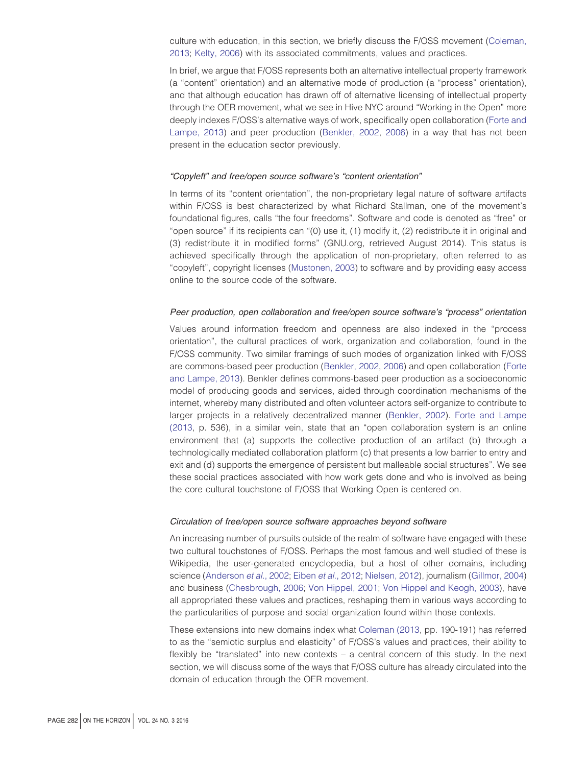culture with education, in this section, we briefly discuss the F/OSS movement (Coleman, 2013; Kelty, 2006) with its associated commitments, values and practices.

In brief, we argue that F/OSS represents both an alternative intellectual property framework (a "content" orientation) and an alternative mode of production (a "process" orientation), and that although education has drawn off of alternative licensing of intellectual property through the OER movement, what we see in Hive NYC around "Working in the Open" more deeply indexes F/OSS's alternative ways of work, specifically open collaboration (Forte and Lampe, 2013) and peer production (Benkler, 2002, 2006) in a way that has not been present in the education sector previously.

### *"Copyleft" and free/open source software's "content orientation"*

In terms of its "content orientation", the non-proprietary legal nature of software artifacts within F/OSS is best characterized by what Richard Stallman, one of the movement's foundational figures, calls "the four freedoms". Software and code is denoted as "free" or "open source" if its recipients can "(0) use it, (1) modify it, (2) redistribute it in original and (3) redistribute it in modified forms" (GNU.org, retrieved August 2014). This status is achieved specifically through the application of non-proprietary, often referred to as "copyleft", copyright licenses (Mustonen, 2003) to software and by providing easy access online to the source code of the software.

### *Peer production, open collaboration and free/open source software's "process" orientation*

Values around information freedom and openness are also indexed in the "process orientation", the cultural practices of work, organization and collaboration, found in the F/OSS community. Two similar framings of such modes of organization linked with F/OSS are commons-based peer production (Benkler, 2002, 2006) and open collaboration (Forte and Lampe, 2013). Benkler defines commons-based peer production as a socioeconomic model of producing goods and services, aided through coordination mechanisms of the internet, whereby many distributed and often volunteer actors self-organize to contribute to larger projects in a relatively decentralized manner (Benkler, 2002). Forte and Lampe (2013, p. 536), in a similar vein, state that an "open collaboration system is an online environment that (a) supports the collective production of an artifact (b) through a technologically mediated collaboration platform (c) that presents a low barrier to entry and exit and (d) supports the emergence of persistent but malleable social structures". We see these social practices associated with how work gets done and who is involved as being the core cultural touchstone of F/OSS that Working Open is centered on.

### *Circulation of free/open source software approaches beyond software*

An increasing number of pursuits outside of the realm of software have engaged with these two cultural touchstones of F/OSS. Perhaps the most famous and well studied of these is Wikipedia, the user-generated encyclopedia, but a host of other domains, including science (Anderson *et al.*, 2002; Eiben *et al.*, 2012; Nielsen, 2012), journalism (Gillmor, 2004) and business (Chesbrough, 2006; Von Hippel, 2001; Von Hippel and Keogh, 2003), have all appropriated these values and practices, reshaping them in various ways according to the particularities of purpose and social organization found within those contexts.

These extensions into new domains index what Coleman (2013, pp. 190-191) has referred to as the "semiotic surplus and elasticity" of F/OSS's values and practices, their ability to flexibly be "translated" into new contexts – a central concern of this study. In the next section, we will discuss some of the ways that F/OSS culture has already circulated into the domain of education through the OER movement.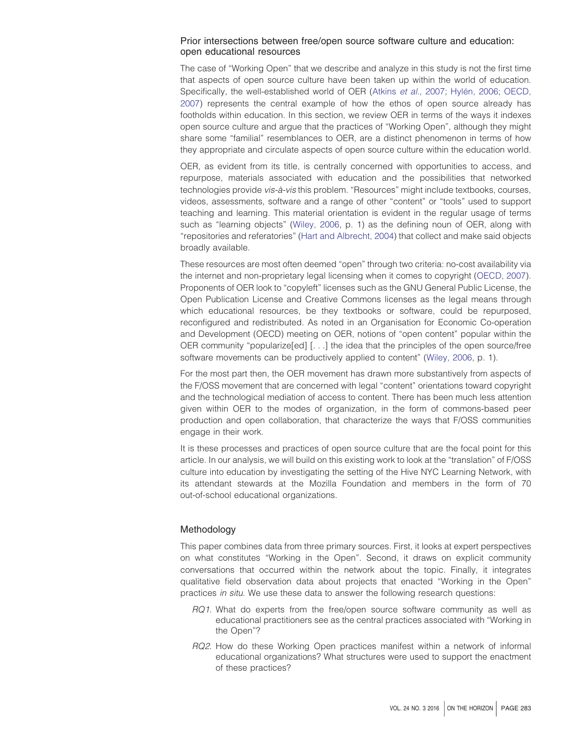## Prior intersections between free/open source software culture and education: open educational resources

The case of "Working Open" that we describe and analyze in this study is not the first time that aspects of open source culture have been taken up within the world of education. Specifically, the well-established world of OER (Atkins *et al.*, 2007; Hylén, 2006; OECD, 2007) represents the central example of how the ethos of open source already has footholds within education. In this section, we review OER in terms of the ways it indexes open source culture and argue that the practices of "Working Open", although they might share some "familial" resemblances to OER, are a distinct phenomenon in terms of how they appropriate and circulate aspects of open source culture within the education world.

OER, as evident from its title, is centrally concerned with opportunities to access, and repurpose, materials associated with education and the possibilities that networked technologies provide *vis-à-vis* this problem. "Resources" might include textbooks, courses, videos, assessments, software and a range of other "content" or "tools" used to support teaching and learning. This material orientation is evident in the regular usage of terms such as "learning objects" (Wiley, 2006, p. 1) as the defining noun of OER, along with "repositories and referatories" (Hart and Albrecht, 2004) that collect and make said objects broadly available.

These resources are most often deemed "open" through two criteria: no-cost availability via the internet and non-proprietary legal licensing when it comes to copyright (OECD, 2007). Proponents of OER look to "copyleft" licenses such as the GNU General Public License, the Open Publication License and Creative Commons licenses as the legal means through which educational resources, be they textbooks or software, could be repurposed, reconfigured and redistributed. As noted in an Organisation for Economic Co-operation and Development (OECD) meeting on OER, notions of "open content" popular within the OER community "popularize[ed] [. . .] the idea that the principles of the open source/free software movements can be productively applied to content" (Wiley, 2006, p. 1).

For the most part then, the OER movement has drawn more substantively from aspects of the F/OSS movement that are concerned with legal "content" orientations toward copyright and the technological mediation of access to content. There has been much less attention given within OER to the modes of organization, in the form of commons-based peer production and open collaboration, that characterize the ways that F/OSS communities engage in their work.

It is these processes and practices of open source culture that are the focal point for this article. In our analysis, we will build on this existing work to look at the "translation" of F/OSS culture into education by investigating the setting of the Hive NYC Learning Network, with its attendant stewards at the Mozilla Foundation and members in the form of 70 out-of-school educational organizations.

## Methodology

This paper combines data from three primary sources. First, it looks at expert perspectives on what constitutes "Working in the Open". Second, it draws on explicit community conversations that occurred within the network about the topic. Finally, it integrates qualitative field observation data about projects that enacted "Working in the Open" practices *in situ*. We use these data to answer the following research questions:

*RQ1*. What do experts from the free/open source software community as well as educational practitioners see as the central practices associated with "Working in the Open"?

*RQ2*. How do these Working Open practices manifest within a network of informal educational organizations? What structures were used to support the enactment of these practices?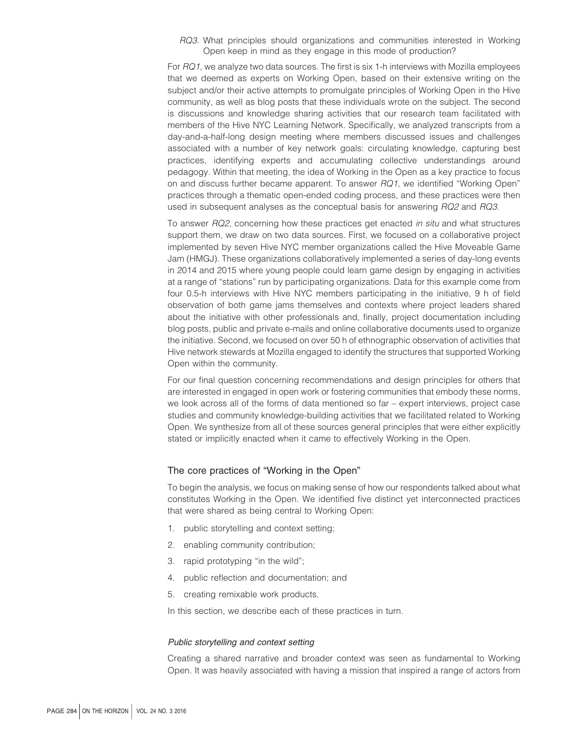*RQ3*. What principles should organizations and communities interested in Working Open keep in mind as they engage in this mode of production?

For *RQ1*, we analyze two data sources. The first is six 1-h interviews with Mozilla employees that we deemed as experts on Working Open, based on their extensive writing on the subject and/or their active attempts to promulgate principles of Working Open in the Hive community, as well as blog posts that these individuals wrote on the subject. The second is discussions and knowledge sharing activities that our research team facilitated with members of the Hive NYC Learning Network. Specifically, we analyzed transcripts from a day-and-a-half-long design meeting where members discussed issues and challenges associated with a number of key network goals: circulating knowledge, capturing best practices, identifying experts and accumulating collective understandings around pedagogy. Within that meeting, the idea of Working in the Open as a key practice to focus on and discuss further became apparent. To answer *RQ1*, we identified "Working Open" practices through a thematic open-ended coding process, and these practices were then used in subsequent analyses as the conceptual basis for answering *RQ2* and *RQ3*.

To answer *RQ2*, concerning how these practices get enacted *in situ* and what structures support them, we draw on two data sources. First, we focused on a collaborative project implemented by seven Hive NYC member organizations called the Hive Moveable Game Jam (HMGJ). These organizations collaboratively implemented a series of day-long events in 2014 and 2015 where young people could learn game design by engaging in activities at a range of "stations" run by participating organizations. Data for this example come from four 0.5-h interviews with Hive NYC members participating in the initiative, 9 h of field observation of both game jams themselves and contexts where project leaders shared about the initiative with other professionals and, finally, project documentation including blog posts, public and private e-mails and online collaborative documents used to organize the initiative. Second, we focused on over 50 h of ethnographic observation of activities that Hive network stewards at Mozilla engaged to identify the structures that supported Working Open within the community.

For our final question concerning recommendations and design principles for others that are interested in engaged in open work or fostering communities that embody these norms, we look across all of the forms of data mentioned so far – expert interviews, project case studies and community knowledge-building activities that we facilitated related to Working Open. We synthesize from all of these sources general principles that were either explicitly stated or implicitly enacted when it came to effectively Working in the Open.

## The core practices of "Working in the Open"

To begin the analysis, we focus on making sense of how our respondents talked about what constitutes Working in the Open. We identified five distinct yet interconnected practices that were shared as being central to Working Open:

1. public storytelling and context setting;
2. enabling community contribution;
3. rapid prototyping "in the wild";
4. public reflection and documentation; and
5. creating remixable work products.

In this section, we describe each of these practices in turn.

### *Public storytelling and context setting*

Creating a shared narrative and broader context was seen as fundamental to Working Open. It was heavily associated with having a mission that inspired a range of actors from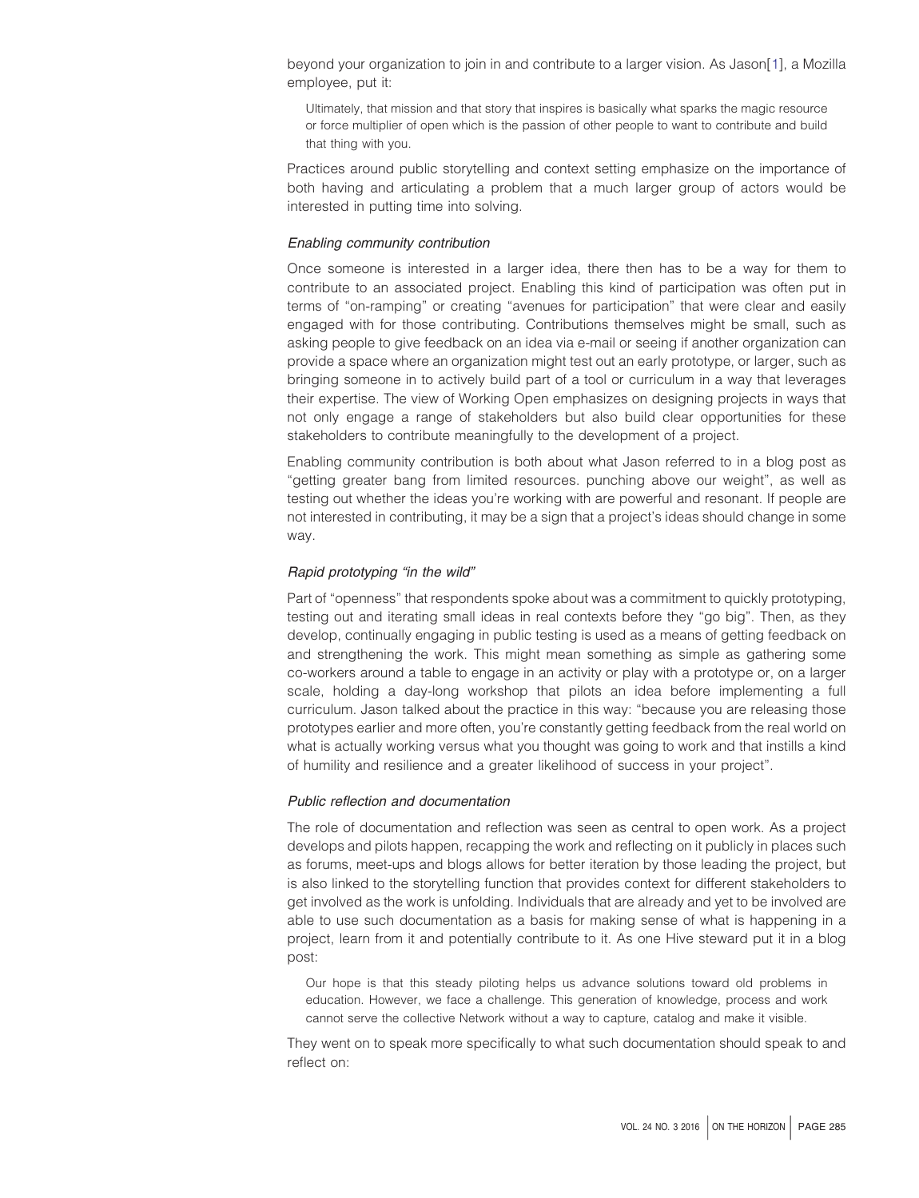beyond your organization to join in and contribute to a larger vision. As Jason[1], a Mozilla employee, put it:

> Ultimately, that mission and that story that inspires is basically what sparks the magic resource or force multiplier of open which is the passion of other people to want to contribute and build that thing with you.

Practices around public storytelling and context setting emphasize on the importance of both having and articulating a problem that a much larger group of actors would be interested in putting time into solving.

### *Enabling community contribution*

Once someone is interested in a larger idea, there then has to be a way for them to contribute to an associated project. Enabling this kind of participation was often put in terms of "on-ramping" or creating "avenues for participation" that were clear and easily engaged with for those contributing. Contributions themselves might be small, such as asking people to give feedback on an idea via e-mail or seeing if another organization can provide a space where an organization might test out an early prototype, or larger, such as bringing someone in to actively build part of a tool or curriculum in a way that leverages their expertise. The view of Working Open emphasizes on designing projects in ways that not only engage a range of stakeholders but also build clear opportunities for these stakeholders to contribute meaningfully to the development of a project.

Enabling community contribution is both about what Jason referred to in a blog post as "getting greater bang from limited resources. punching above our weight", as well as testing out whether the ideas you're working with are powerful and resonant. If people are not interested in contributing, it may be a sign that a project's ideas should change in some way.

### *Rapid prototyping "in the wild"*

Part of "openness" that respondents spoke about was a commitment to quickly prototyping, testing out and iterating small ideas in real contexts before they "go big". Then, as they develop, continually engaging in public testing is used as a means of getting feedback on and strengthening the work. This might mean something as simple as gathering some co-workers around a table to engage in an activity or play with a prototype or, on a larger scale, holding a day-long workshop that pilots an idea before implementing a full curriculum. Jason talked about the practice in this way: "because you are releasing those prototypes earlier and more often, you're constantly getting feedback from the real world on what is actually working versus what you thought was going to work and that instills a kind of humility and resilience and a greater likelihood of success in your project".

### *Public reflection and documentation*

The role of documentation and reflection was seen as central to open work. As a project develops and pilots happen, recapping the work and reflecting on it publicly in places such as forums, meet-ups and blogs allows for better iteration by those leading the project, but is also linked to the storytelling function that provides context for different stakeholders to get involved as the work is unfolding. Individuals that are already and yet to be involved are able to use such documentation as a basis for making sense of what is happening in a project, learn from it and potentially contribute to it. As one Hive steward put it in a blog post:

> Our hope is that this steady piloting helps us advance solutions toward old problems in education. However, we face a challenge. This generation of knowledge, process and work cannot serve the collective Network without a way to capture, catalog and make it visible.

They went on to speak more specifically to what such documentation should speak to and reflect on: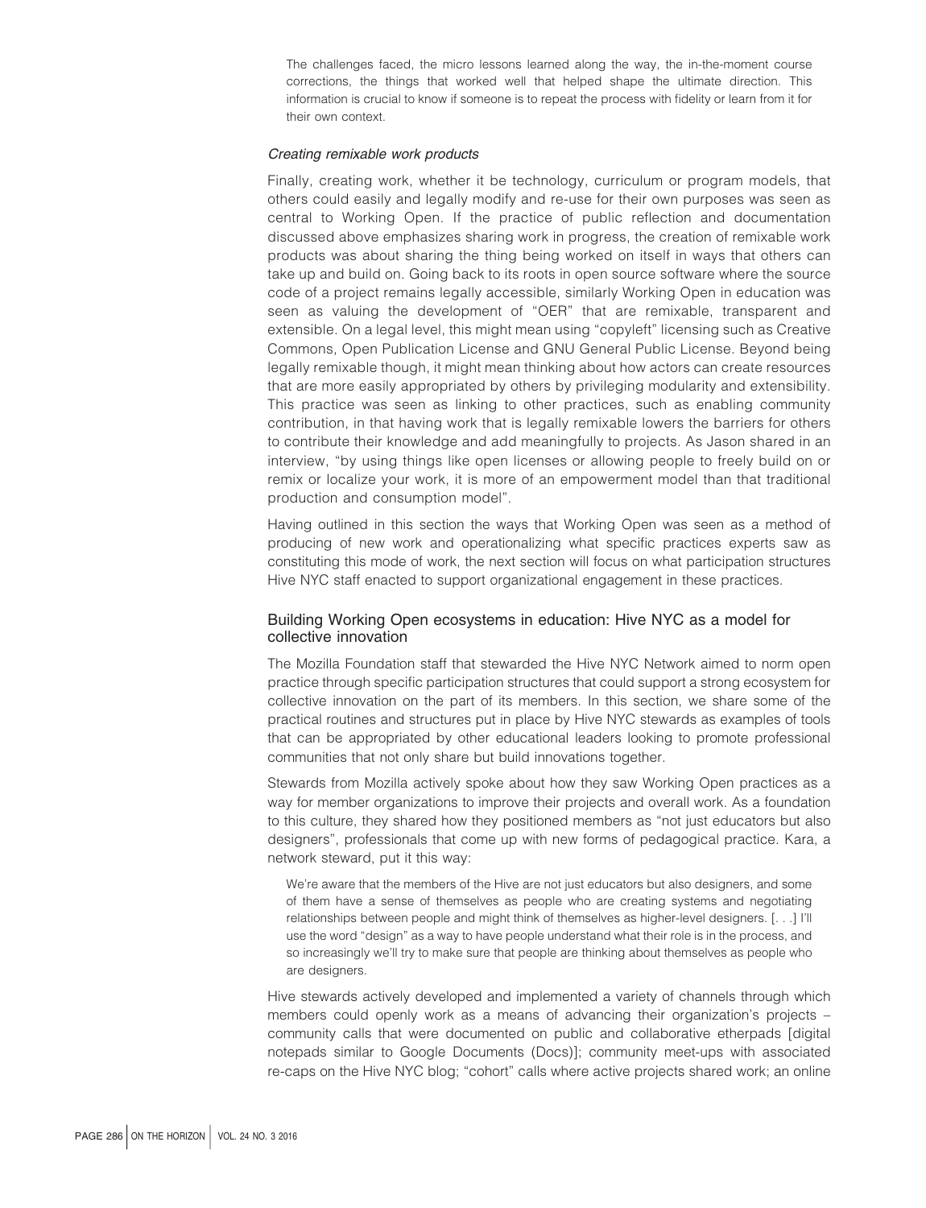> The challenges faced, the micro lessons learned along the way, the in-the-moment course corrections, the things that worked well that helped shape the ultimate direction. This information is crucial to know if someone is to repeat the process with fidelity or learn from it for their own context.

### *Creating remixable work products*

Finally, creating work, whether it be technology, curriculum or program models, that others could easily and legally modify and re-use for their own purposes was seen as central to Working Open. If the practice of public reflection and documentation discussed above emphasizes sharing work in progress, the creation of remixable work products was about sharing the thing being worked on itself in ways that others can take up and build on. Going back to its roots in open source software where the source code of a project remains legally accessible, similarly Working Open in education was seen as valuing the development of "OER" that are remixable, transparent and extensible. On a legal level, this might mean using "copyleft" licensing such as Creative Commons, Open Publication License and GNU General Public License. Beyond being legally remixable though, it might mean thinking about how actors can create resources that are more easily appropriated by others by privileging modularity and extensibility. This practice was seen as linking to other practices, such as enabling community contribution, in that having work that is legally remixable lowers the barriers for others to contribute their knowledge and add meaningfully to projects. As Jason shared in an interview, "by using things like open licenses or allowing people to freely build on or remix or localize your work, it is more of an empowerment model than that traditional production and consumption model".

Having outlined in this section the ways that Working Open was seen as a method of producing of new work and operationalizing what specific practices experts saw as constituting this mode of work, the next section will focus on what participation structures Hive NYC staff enacted to support organizational engagement in these practices.

## Building Working Open ecosystems in education: Hive NYC as a model for collective innovation

The Mozilla Foundation staff that stewarded the Hive NYC Network aimed to norm open practice through specific participation structures that could support a strong ecosystem for collective innovation on the part of its members. In this section, we share some of the practical routines and structures put in place by Hive NYC stewards as examples of tools that can be appropriated by other educational leaders looking to promote professional communities that not only share but build innovations together.

Stewards from Mozilla actively spoke about how they saw Working Open practices as a way for member organizations to improve their projects and overall work. As a foundation to this culture, they shared how they positioned members as "not just educators but also designers", professionals that come up with new forms of pedagogical practice. Kara, a network steward, put it this way:

> We're aware that the members of the Hive are not just educators but also designers, and some of them have a sense of themselves as people who are creating systems and negotiating relationships between people and might think of themselves as higher-level designers. [. . .] I'll use the word "design" as a way to have people understand what their role is in the process, and so increasingly we'll try to make sure that people are thinking about themselves as people who are designers.

Hive stewards actively developed and implemented a variety of channels through which members could openly work as a means of advancing their organization's projects – community calls that were documented on public and collaborative etherpads [digital notepads similar to Google Documents (Docs)]; community meet-ups with associated re-caps on the Hive NYC blog; "cohort" calls where active projects shared work; an online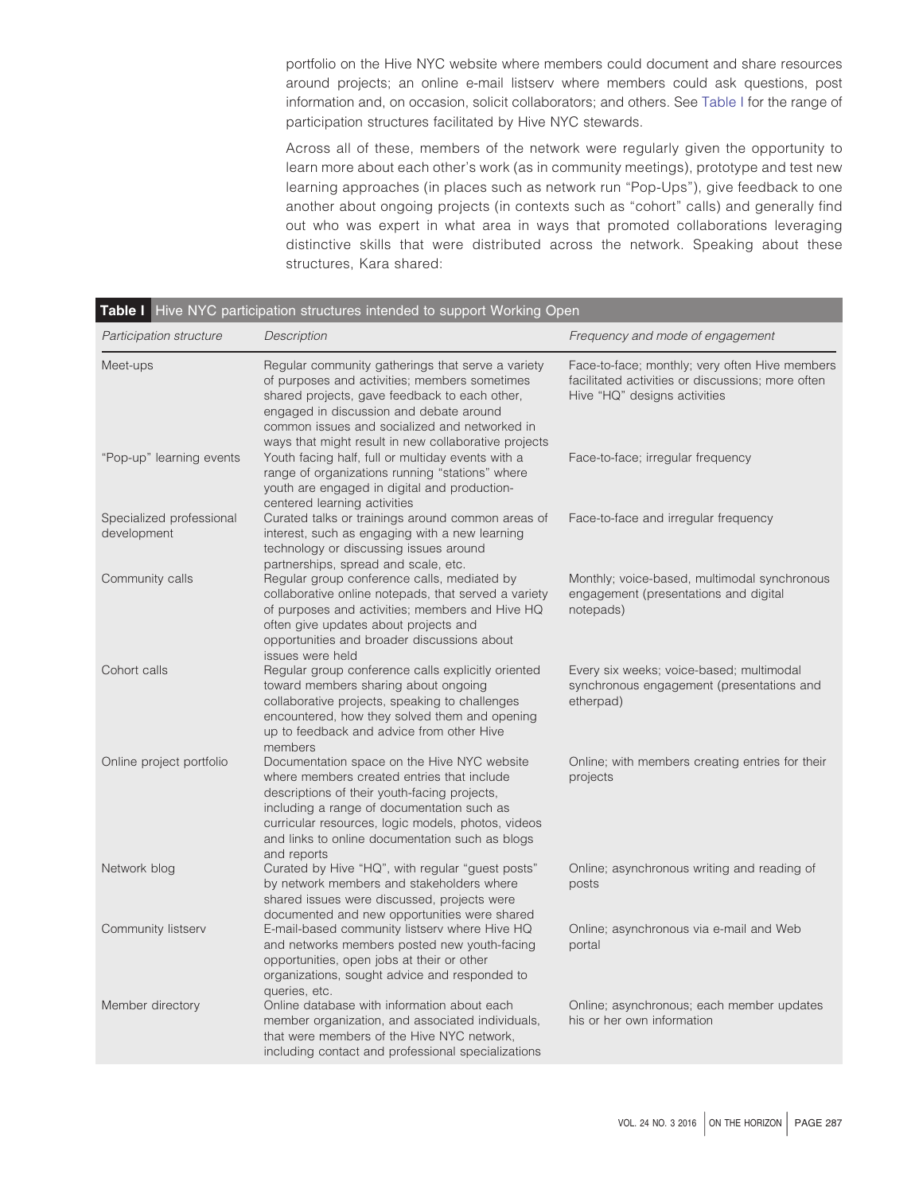portfolio on the Hive NYC website where members could document and share resources around projects; an online e-mail listserv where members could ask questions, post information and, on occasion, solicit collaborators; and others. See Table I for the range of participation structures facilitated by Hive NYC stewards.

Across all of these, members of the network were regularly given the opportunity to learn more about each other's work (as in community meetings), prototype and test new learning approaches (in places such as network run "Pop-Ups"), give feedback to one another about ongoing projects (in contexts such as "cohort" calls) and generally find out who was expert in what area in ways that promoted collaborations leveraging distinctive skills that were distributed across the network. Speaking about these structures, Kara shared:

**Table I** Hive NYC participation structures intended to support Working Open

| *Participation structure* | *Description* | *Frequency and mode of engagement* |
|---|---|---|
| Meet-ups | Regular community gatherings that serve a variety of purposes and activities; members sometimes shared projects, gave feedback to each other, engaged in discussion and debate around common issues and socialized and networked in ways that might result in new collaborative projects | Face-to-face; monthly; very often Hive members facilitated activities or discussions; more often Hive "HQ" designs activities |
| "Pop-up" learning events | Youth facing half, full or multiday events with a range of organizations running "stations" where youth are engaged in digital and production-centered learning activities | Face-to-face; irregular frequency |
| Specialized professional development | Curated talks or trainings around common areas of interest, such as engaging with a new learning technology or discussing issues around partnerships, spread and scale, etc. | Face-to-face and irregular frequency |
| Community calls | Regular group conference calls, mediated by collaborative online notepads, that served a variety of purposes and activities; members and Hive HQ often give updates about projects and opportunities and broader discussions about issues were held | Monthly; voice-based, multimodal synchronous engagement (presentations and digital notepads) |
| Cohort calls | Regular group conference calls explicitly oriented toward members sharing about ongoing collaborative projects, speaking to challenges encountered, how they solved them and opening up to feedback and advice from other Hive members | Every six weeks; voice-based; multimodal synchronous engagement (presentations and etherpad) |
| Online project portfolio | Documentation space on the Hive NYC website where members created entries that include descriptions of their youth-facing projects, including a range of documentation such as curricular resources, logic models, photos, videos and links to online documentation such as blogs and reports | Online; with members creating entries for their projects |
| Network blog | Curated by Hive "HQ", with regular "guest posts" by network members and stakeholders where shared issues were discussed, projects were documented and new opportunities were shared | Online; asynchronous writing and reading of posts |
| Community listserv | E-mail-based community listserv where Hive HQ and networks members posted new youth-facing opportunities, open jobs at their or other organizations, sought advice and responded to queries, etc. | Online; asynchronous via e-mail and Web portal |
| Member directory | Online database with information about each member organization, and associated individuals, that were members of the Hive NYC network, including contact and professional specializations | Online; asynchronous; each member updates his or her own information |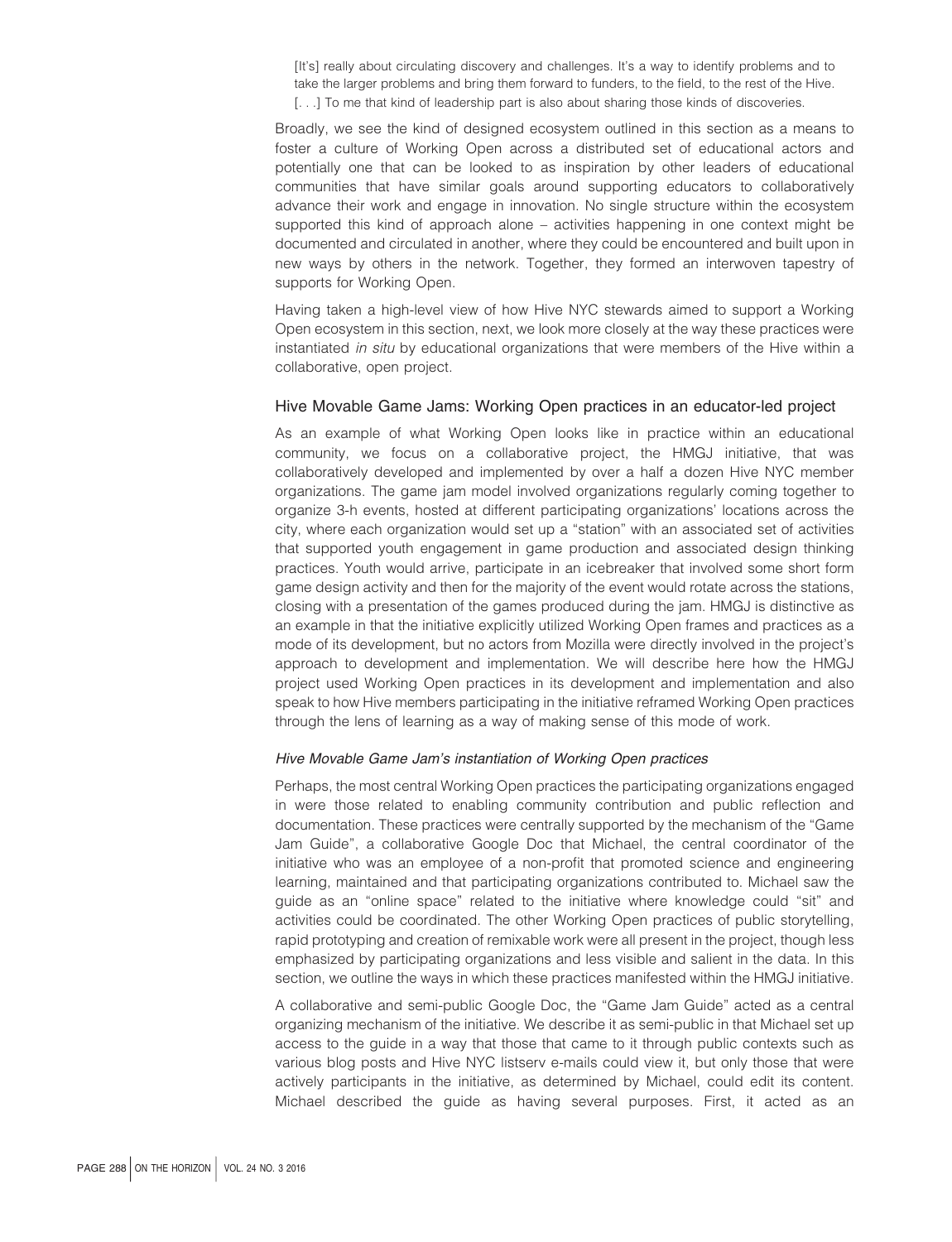> [It's] really about circulating discovery and challenges. It's a way to identify problems and to take the larger problems and bring them forward to funders, to the field, to the rest of the Hive. [. . .] To me that kind of leadership part is also about sharing those kinds of discoveries.

Broadly, we see the kind of designed ecosystem outlined in this section as a means to foster a culture of Working Open across a distributed set of educational actors and potentially one that can be looked to as inspiration by other leaders of educational communities that have similar goals around supporting educators to collaboratively advance their work and engage in innovation. No single structure within the ecosystem supported this kind of approach alone – activities happening in one context might be documented and circulated in another, where they could be encountered and built upon in new ways by others in the network. Together, they formed an interwoven tapestry of supports for Working Open.

Having taken a high-level view of how Hive NYC stewards aimed to support a Working Open ecosystem in this section, next, we look more closely at the way these practices were instantiated *in situ* by educational organizations that were members of the Hive within a collaborative, open project.

## Hive Movable Game Jams: Working Open practices in an educator-led project

As an example of what Working Open looks like in practice within an educational community, we focus on a collaborative project, the HMGJ initiative, that was collaboratively developed and implemented by over a half a dozen Hive NYC member organizations. The game jam model involved organizations regularly coming together to organize 3-h events, hosted at different participating organizations' locations across the city, where each organization would set up a "station" with an associated set of activities that supported youth engagement in game production and associated design thinking practices. Youth would arrive, participate in an icebreaker that involved some short form game design activity and then for the majority of the event would rotate across the stations, closing with a presentation of the games produced during the jam. HMGJ is distinctive as an example in that the initiative explicitly utilized Working Open frames and practices as a mode of its development, but no actors from Mozilla were directly involved in the project's approach to development and implementation. We will describe here how the HMGJ project used Working Open practices in its development and implementation and also speak to how Hive members participating in the initiative reframed Working Open practices through the lens of learning as a way of making sense of this mode of work.

### *Hive Movable Game Jam's instantiation of Working Open practices*

Perhaps, the most central Working Open practices the participating organizations engaged in were those related to enabling community contribution and public reflection and documentation. These practices were centrally supported by the mechanism of the "Game Jam Guide", a collaborative Google Doc that Michael, the central coordinator of the initiative who was an employee of a non-profit that promoted science and engineering learning, maintained and that participating organizations contributed to. Michael saw the guide as an "online space" related to the initiative where knowledge could "sit" and activities could be coordinated. The other Working Open practices of public storytelling, rapid prototyping and creation of remixable work were all present in the project, though less emphasized by participating organizations and less visible and salient in the data. In this section, we outline the ways in which these practices manifested within the HMGJ initiative.

A collaborative and semi-public Google Doc, the "Game Jam Guide" acted as a central organizing mechanism of the initiative. We describe it as semi-public in that Michael set up access to the guide in a way that those that came to it through public contexts such as various blog posts and Hive NYC listserv e-mails could view it, but only those that were actively participants in the initiative, as determined by Michael, could edit its content. Michael described the guide as having several purposes. First, it acted as an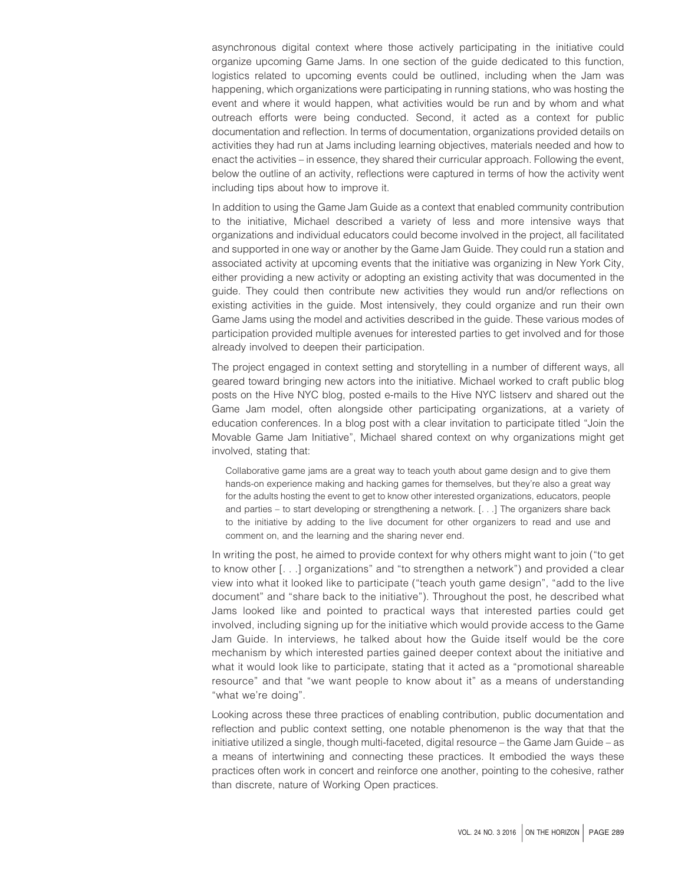asynchronous digital context where those actively participating in the initiative could organize upcoming Game Jams. In one section of the guide dedicated to this function, logistics related to upcoming events could be outlined, including when the Jam was happening, which organizations were participating in running stations, who was hosting the event and where it would happen, what activities would be run and by whom and what outreach efforts were being conducted. Second, it acted as a context for public documentation and reflection. In terms of documentation, organizations provided details on activities they had run at Jams including learning objectives, materials needed and how to enact the activities – in essence, they shared their curricular approach. Following the event, below the outline of an activity, reflections were captured in terms of how the activity went including tips about how to improve it.

In addition to using the Game Jam Guide as a context that enabled community contribution to the initiative, Michael described a variety of less and more intensive ways that organizations and individual educators could become involved in the project, all facilitated and supported in one way or another by the Game Jam Guide. They could run a station and associated activity at upcoming events that the initiative was organizing in New York City, either providing a new activity or adopting an existing activity that was documented in the guide. They could then contribute new activities they would run and/or reflections on existing activities in the guide. Most intensively, they could organize and run their own Game Jams using the model and activities described in the guide. These various modes of participation provided multiple avenues for interested parties to get involved and for those already involved to deepen their participation.

The project engaged in context setting and storytelling in a number of different ways, all geared toward bringing new actors into the initiative. Michael worked to craft public blog posts on the Hive NYC blog, posted e-mails to the Hive NYC listserv and shared out the Game Jam model, often alongside other participating organizations, at a variety of education conferences. In a blog post with a clear invitation to participate titled "Join the Movable Game Jam Initiative", Michael shared context on why organizations might get involved, stating that:

> Collaborative game jams are a great way to teach youth about game design and to give them hands-on experience making and hacking games for themselves, but they're also a great way for the adults hosting the event to get to know other interested organizations, educators, people and parties – to start developing or strengthening a network. [. . .] The organizers share back to the initiative by adding to the live document for other organizers to read and use and comment on, and the learning and the sharing never end.

In writing the post, he aimed to provide context for why others might want to join ("to get to know other [. . .] organizations" and "to strengthen a network") and provided a clear view into what it looked like to participate ("teach youth game design", "add to the live document" and "share back to the initiative"). Throughout the post, he described what Jams looked like and pointed to practical ways that interested parties could get involved, including signing up for the initiative which would provide access to the Game Jam Guide. In interviews, he talked about how the Guide itself would be the core mechanism by which interested parties gained deeper context about the initiative and what it would look like to participate, stating that it acted as a "promotional shareable resource" and that "we want people to know about it" as a means of understanding "what we're doing".

Looking across these three practices of enabling contribution, public documentation and reflection and public context setting, one notable phenomenon is the way that that the initiative utilized a single, though multi-faceted, digital resource – the Game Jam Guide – as a means of intertwining and connecting these practices. It embodied the ways these practices often work in concert and reinforce one another, pointing to the cohesive, rather than discrete, nature of Working Open practices.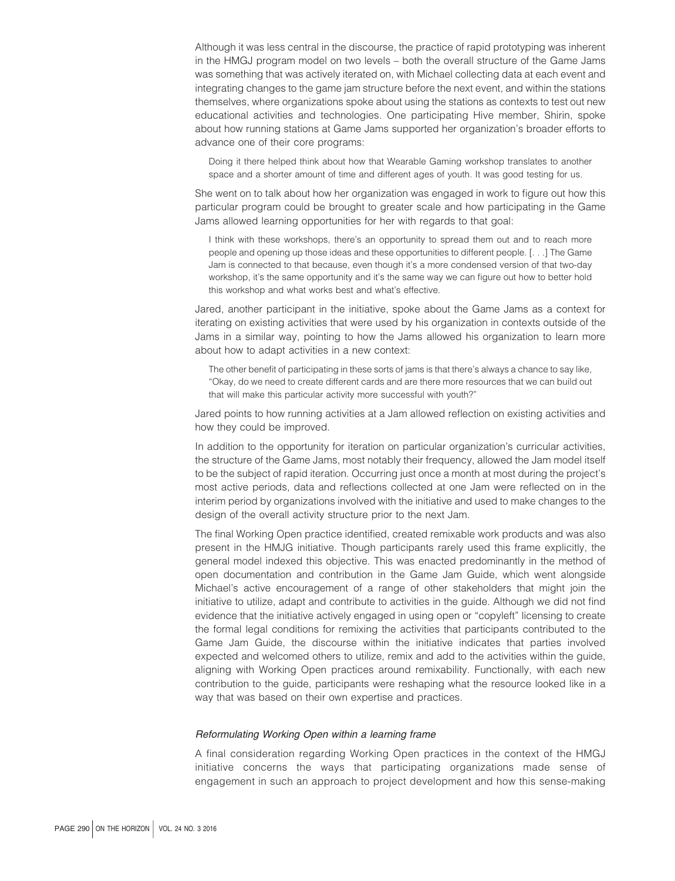Although it was less central in the discourse, the practice of rapid prototyping was inherent in the HMGJ program model on two levels – both the overall structure of the Game Jams was something that was actively iterated on, with Michael collecting data at each event and integrating changes to the game jam structure before the next event, and within the stations themselves, where organizations spoke about using the stations as contexts to test out new educational activities and technologies. One participating Hive member, Shirin, spoke about how running stations at Game Jams supported her organization's broader efforts to advance one of their core programs:

> Doing it there helped think about how that Wearable Gaming workshop translates to another space and a shorter amount of time and different ages of youth. It was good testing for us.

She went on to talk about how her organization was engaged in work to figure out how this particular program could be brought to greater scale and how participating in the Game Jams allowed learning opportunities for her with regards to that goal:

> I think with these workshops, there's an opportunity to spread them out and to reach more people and opening up those ideas and these opportunities to different people. [. . .] The Game Jam is connected to that because, even though it's a more condensed version of that two-day workshop, it's the same opportunity and it's the same way we can figure out how to better hold this workshop and what works best and what's effective.

Jared, another participant in the initiative, spoke about the Game Jams as a context for iterating on existing activities that were used by his organization in contexts outside of the Jams in a similar way, pointing to how the Jams allowed his organization to learn more about how to adapt activities in a new context:

> The other benefit of participating in these sorts of jams is that there's always a chance to say like, "Okay, do we need to create different cards and are there more resources that we can build out that will make this particular activity more successful with youth?"

Jared points to how running activities at a Jam allowed reflection on existing activities and how they could be improved.

In addition to the opportunity for iteration on particular organization's curricular activities, the structure of the Game Jams, most notably their frequency, allowed the Jam model itself to be the subject of rapid iteration. Occurring just once a month at most during the project's most active periods, data and reflections collected at one Jam were reflected on in the interim period by organizations involved with the initiative and used to make changes to the design of the overall activity structure prior to the next Jam.

The final Working Open practice identified, created remixable work products and was also present in the HMJG initiative. Though participants rarely used this frame explicitly, the general model indexed this objective. This was enacted predominantly in the method of open documentation and contribution in the Game Jam Guide, which went alongside Michael's active encouragement of a range of other stakeholders that might join the initiative to utilize, adapt and contribute to activities in the guide. Although we did not find evidence that the initiative actively engaged in using open or "copyleft" licensing to create the formal legal conditions for remixing the activities that participants contributed to the Game Jam Guide, the discourse within the initiative indicates that parties involved expected and welcomed others to utilize, remix and add to the activities within the guide, aligning with Working Open practices around remixability. Functionally, with each new contribution to the guide, participants were reshaping what the resource looked like in a way that was based on their own expertise and practices.

### *Reformulating Working Open within a learning frame*

A final consideration regarding Working Open practices in the context of the HMGJ initiative concerns the ways that participating organizations made sense of engagement in such an approach to project development and how this sense-making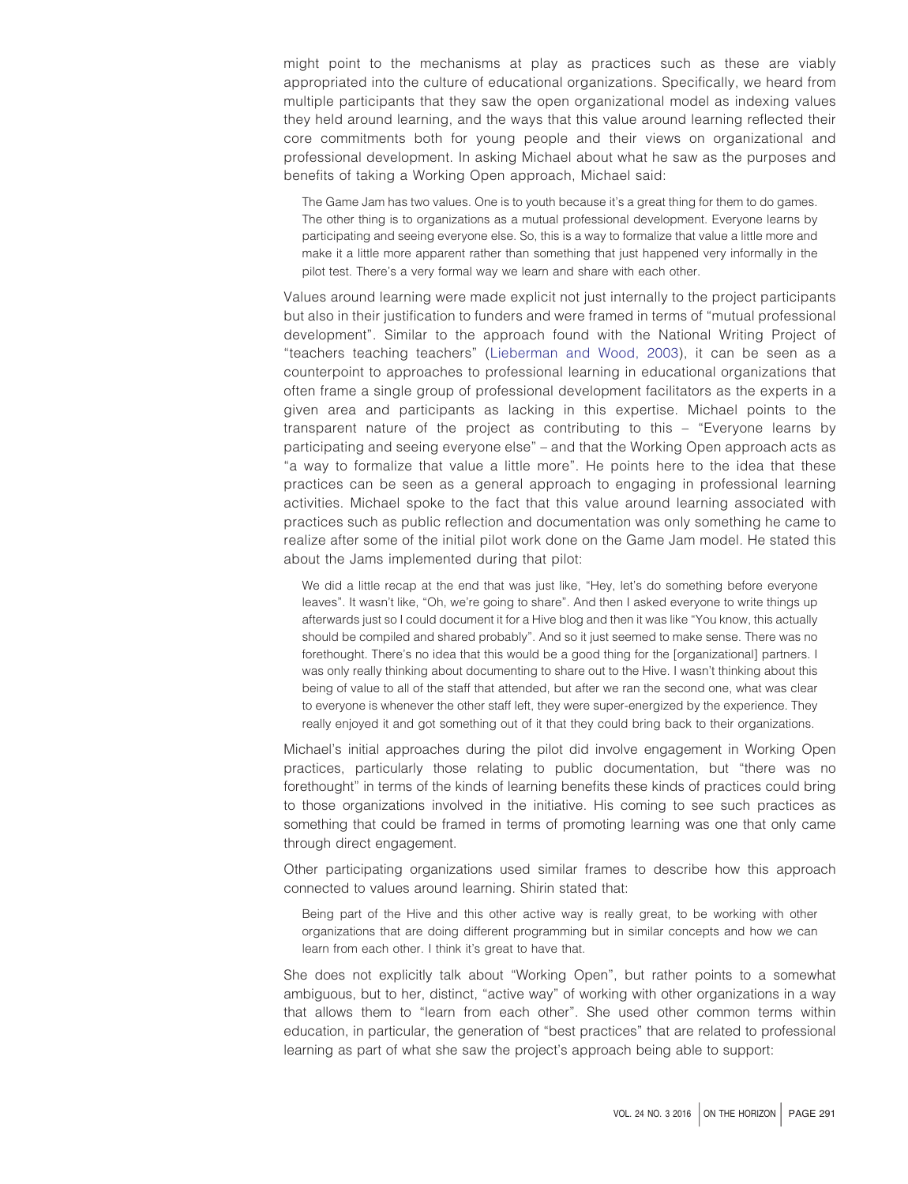might point to the mechanisms at play as practices such as these are viably appropriated into the culture of educational organizations. Specifically, we heard from multiple participants that they saw the open organizational model as indexing values they held around learning, and the ways that this value around learning reflected their core commitments both for young people and their views on organizational and professional development. In asking Michael about what he saw as the purposes and benefits of taking a Working Open approach, Michael said:

> The Game Jam has two values. One is to youth because it's a great thing for them to do games. The other thing is to organizations as a mutual professional development. Everyone learns by participating and seeing everyone else. So, this is a way to formalize that value a little more and make it a little more apparent rather than something that just happened very informally in the pilot test. There's a very formal way we learn and share with each other.

Values around learning were made explicit not just internally to the project participants but also in their justification to funders and were framed in terms of "mutual professional development". Similar to the approach found with the National Writing Project of "teachers teaching teachers" (Lieberman and Wood, 2003), it can be seen as a counterpoint to approaches to professional learning in educational organizations that often frame a single group of professional development facilitators as the experts in a given area and participants as lacking in this expertise. Michael points to the transparent nature of the project as contributing to this – "Everyone learns by participating and seeing everyone else" – and that the Working Open approach acts as "a way to formalize that value a little more". He points here to the idea that these practices can be seen as a general approach to engaging in professional learning activities. Michael spoke to the fact that this value around learning associated with practices such as public reflection and documentation was only something he came to realize after some of the initial pilot work done on the Game Jam model. He stated this about the Jams implemented during that pilot:

> We did a little recap at the end that was just like, "Hey, let's do something before everyone leaves". It wasn't like, "Oh, we're going to share". And then I asked everyone to write things up afterwards just so I could document it for a Hive blog and then it was like "You know, this actually should be compiled and shared probably". And so it just seemed to make sense. There was no forethought. There's no idea that this would be a good thing for the [organizational] partners. I was only really thinking about documenting to share out to the Hive. I wasn't thinking about this being of value to all of the staff that attended, but after we ran the second one, what was clear to everyone is whenever the other staff left, they were super-energized by the experience. They really enjoyed it and got something out of it that they could bring back to their organizations.

Michael's initial approaches during the pilot did involve engagement in Working Open practices, particularly those relating to public documentation, but "there was no forethought" in terms of the kinds of learning benefits these kinds of practices could bring to those organizations involved in the initiative. His coming to see such practices as something that could be framed in terms of promoting learning was one that only came through direct engagement.

Other participating organizations used similar frames to describe how this approach connected to values around learning. Shirin stated that:

> Being part of the Hive and this other active way is really great, to be working with other organizations that are doing different programming but in similar concepts and how we can learn from each other. I think it's great to have that.

She does not explicitly talk about "Working Open", but rather points to a somewhat ambiguous, but to her, distinct, "active way" of working with other organizations in a way that allows them to "learn from each other". She used other common terms within education, in particular, the generation of "best practices" that are related to professional learning as part of what she saw the project's approach being able to support: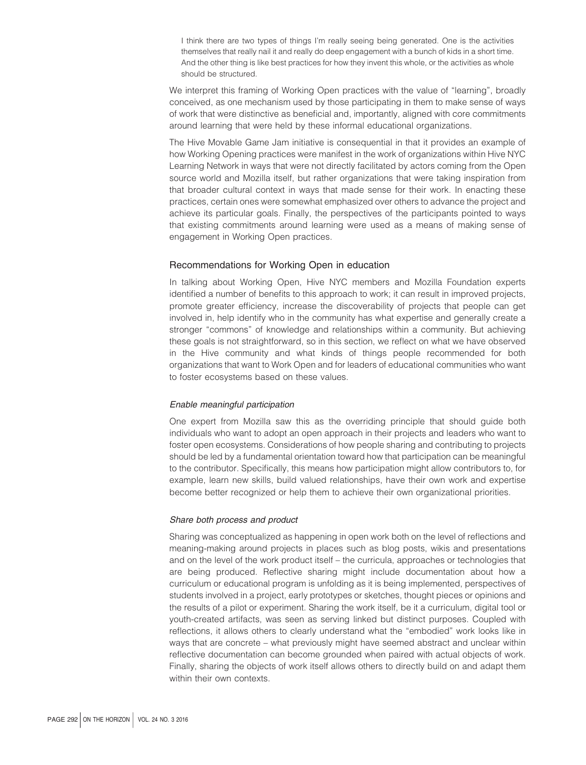> I think there are two types of things I'm really seeing being generated. One is the activities themselves that really nail it and really do deep engagement with a bunch of kids in a short time. And the other thing is like best practices for how they invent this whole, or the activities as whole should be structured.

We interpret this framing of Working Open practices with the value of "learning", broadly conceived, as one mechanism used by those participating in them to make sense of ways of work that were distinctive as beneficial and, importantly, aligned with core commitments around learning that were held by these informal educational organizations.

The Hive Movable Game Jam initiative is consequential in that it provides an example of how Working Opening practices were manifest in the work of organizations within Hive NYC Learning Network in ways that were not directly facilitated by actors coming from the Open source world and Mozilla itself, but rather organizations that were taking inspiration from that broader cultural context in ways that made sense for their work. In enacting these practices, certain ones were somewhat emphasized over others to advance the project and achieve its particular goals. Finally, the perspectives of the participants pointed to ways that existing commitments around learning were used as a means of making sense of engagement in Working Open practices.

## Recommendations for Working Open in education

In talking about Working Open, Hive NYC members and Mozilla Foundation experts identified a number of benefits to this approach to work; it can result in improved projects, promote greater efficiency, increase the discoverability of projects that people can get involved in, help identify who in the community has what expertise and generally create a stronger "commons" of knowledge and relationships within a community. But achieving these goals is not straightforward, so in this section, we reflect on what we have observed in the Hive community and what kinds of things people recommended for both organizations that want to Work Open and for leaders of educational communities who want to foster ecosystems based on these values.

### *Enable meaningful participation*

One expert from Mozilla saw this as the overriding principle that should guide both individuals who want to adopt an open approach in their projects and leaders who want to foster open ecosystems. Considerations of how people sharing and contributing to projects should be led by a fundamental orientation toward how that participation can be meaningful to the contributor. Specifically, this means how participation might allow contributors to, for example, learn new skills, build valued relationships, have their own work and expertise become better recognized or help them to achieve their own organizational priorities.

### *Share both process and product*

Sharing was conceptualized as happening in open work both on the level of reflections and meaning-making around projects in places such as blog posts, wikis and presentations and on the level of the work product itself – the curricula, approaches or technologies that are being produced. Reflective sharing might include documentation about how a curriculum or educational program is unfolding as it is being implemented, perspectives of students involved in a project, early prototypes or sketches, thought pieces or opinions and the results of a pilot or experiment. Sharing the work itself, be it a curriculum, digital tool or youth-created artifacts, was seen as serving linked but distinct purposes. Coupled with reflections, it allows others to clearly understand what the "embodied" work looks like in ways that are concrete – what previously might have seemed abstract and unclear within reflective documentation can become grounded when paired with actual objects of work. Finally, sharing the objects of work itself allows others to directly build on and adapt them within their own contexts.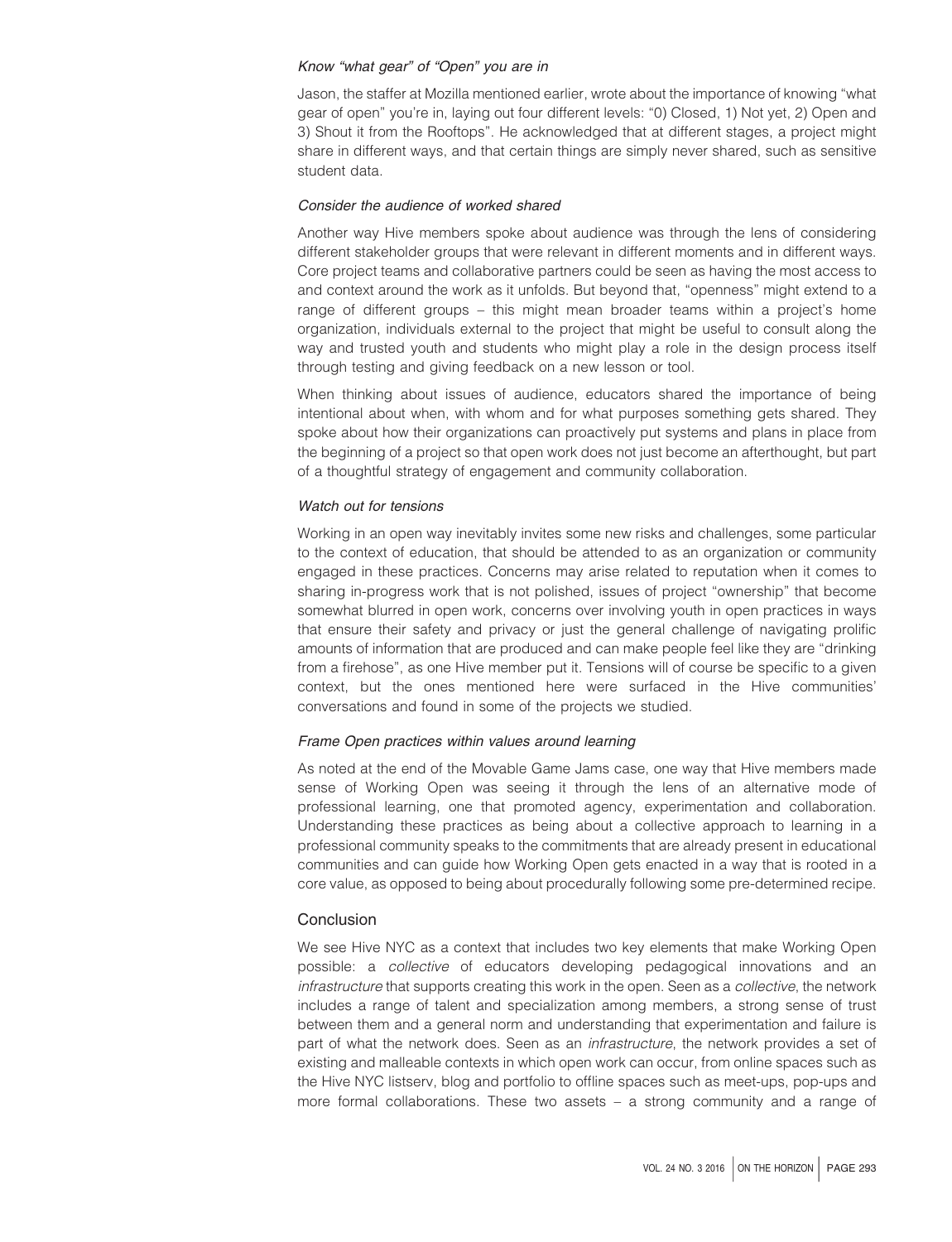*Know "what gear" of "Open" you are in*

Jason, the staffer at Mozilla mentioned earlier, wrote about the importance of knowing "what gear of open" you're in, laying out four different levels: "0) Closed, 1) Not yet, 2) Open and 3) Shout it from the Rooftops". He acknowledged that at different stages, a project might share in different ways, and that certain things are simply never shared, such as sensitive student data.

*Consider the audience of worked shared*

Another way Hive members spoke about audience was through the lens of considering different stakeholder groups that were relevant in different moments and in different ways. Core project teams and collaborative partners could be seen as having the most access to and context around the work as it unfolds. But beyond that, "openness" might extend to a range of different groups – this might mean broader teams within a project's home organization, individuals external to the project that might be useful to consult along the way and trusted youth and students who might play a role in the design process itself through testing and giving feedback on a new lesson or tool.

When thinking about issues of audience, educators shared the importance of being intentional about when, with whom and for what purposes something gets shared. They spoke about how their organizations can proactively put systems and plans in place from the beginning of a project so that open work does not just become an afterthought, but part of a thoughtful strategy of engagement and community collaboration.

*Watch out for tensions*

Working in an open way inevitably invites some new risks and challenges, some particular to the context of education, that should be attended to as an organization or community engaged in these practices. Concerns may arise related to reputation when it comes to sharing in-progress work that is not polished, issues of project "ownership" that become somewhat blurred in open work, concerns over involving youth in open practices in ways that ensure their safety and privacy or just the general challenge of navigating prolific amounts of information that are produced and can make people feel like they are "drinking from a firehose", as one Hive member put it. Tensions will of course be specific to a given context, but the ones mentioned here were surfaced in the Hive communities' conversations and found in some of the projects we studied.

*Frame Open practices within values around learning*

As noted at the end of the Movable Game Jams case, one way that Hive members made sense of Working Open was seeing it through the lens of an alternative mode of professional learning, one that promoted agency, experimentation and collaboration. Understanding these practices as being about a collective approach to learning in a professional community speaks to the commitments that are already present in educational communities and can guide how Working Open gets enacted in a way that is rooted in a core value, as opposed to being about procedurally following some pre-determined recipe.

## Conclusion

We see Hive NYC as a context that includes two key elements that make Working Open possible: a *collective* of educators developing pedagogical innovations and an *infrastructure* that supports creating this work in the open. Seen as a *collective*, the network includes a range of talent and specialization among members, a strong sense of trust between them and a general norm and understanding that experimentation and failure is part of what the network does. Seen as an *infrastructure*, the network provides a set of existing and malleable contexts in which open work can occur, from online spaces such as the Hive NYC listserv, blog and portfolio to offline spaces such as meet-ups, pop-ups and more formal collaborations. These two assets – a strong community and a range of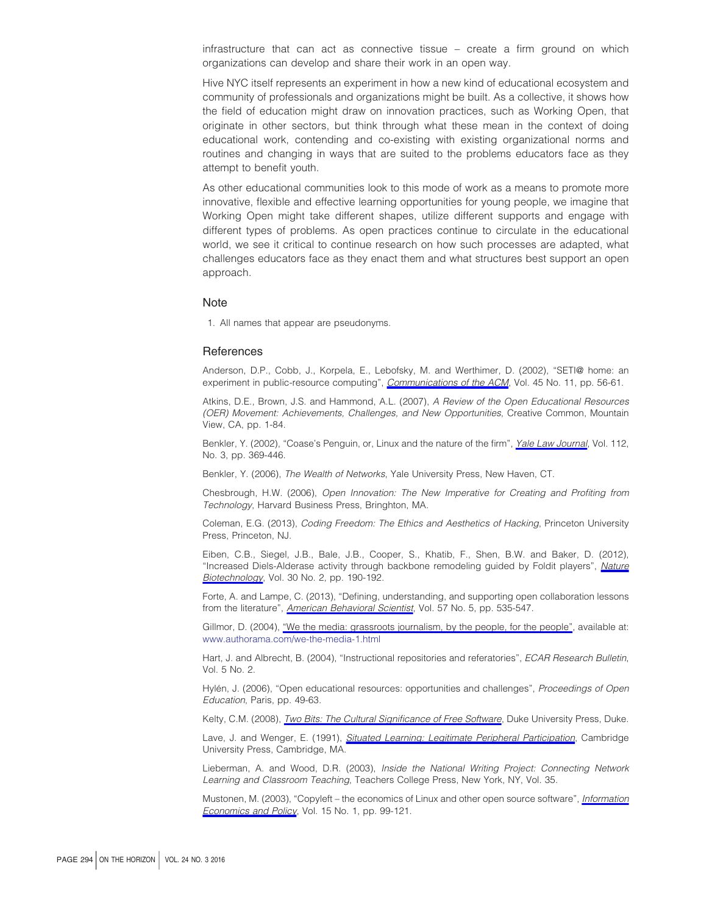infrastructure that can act as connective tissue – create a firm ground on which organizations can develop and share their work in an open way.

Hive NYC itself represents an experiment in how a new kind of educational ecosystem and community of professionals and organizations might be built. As a collective, it shows how the field of education might draw on innovation practices, such as Working Open, that originate in other sectors, but think through what these mean in the context of doing educational work, contending and co-existing with existing organizational norms and routines and changing in ways that are suited to the problems educators face as they attempt to benefit youth.

As other educational communities look to this mode of work as a means to promote more innovative, flexible and effective learning opportunities for young people, we imagine that Working Open might take different shapes, utilize different supports and engage with different types of problems. As open practices continue to circulate in the educational world, we see it critical to continue research on how such processes are adapted, what challenges educators face as they enact them and what structures best support an open approach.

## Note

1. All names that appear are pseudonyms.

## References

Anderson, D.P., Cobb, J., Korpela, E., Lebofsky, M. and Werthimer, D. (2002), "SETI@ home: an experiment in public-resource computing", *Communications of the ACM*, Vol. 45 No. 11, pp. 56-61.

Atkins, D.E., Brown, J.S. and Hammond, A.L. (2007), *A Review of the Open Educational Resources (OER) Movement: Achievements, Challenges, and New Opportunities*, Creative Common, Mountain View, CA, pp. 1-84.

Benkler, Y. (2002), "Coase's Penguin, or, Linux and the nature of the firm", *Yale Law Journal*, Vol. 112, No. 3, pp. 369-446.

Benkler, Y. (2006), *The Wealth of Networks*, Yale University Press, New Haven, CT.

Chesbrough, H.W. (2006), *Open Innovation: The New Imperative for Creating and Profiting from Technology*, Harvard Business Press, Brighton, MA.

Coleman, E.G. (2013), *Coding Freedom: The Ethics and Aesthetics of Hacking*, Princeton University Press, Princeton, NJ.

Eiben, C.B., Siegel, J.B., Bale, J.B., Cooper, S., Khatib, F., Shen, B.W. and Baker, D. (2012), "Increased Diels-Alderase activity through backbone remodeling guided by Foldit players", *Nature Biotechnology*, Vol. 30 No. 2, pp. 190-192.

Forte, A. and Lampe, C. (2013), "Defining, understanding, and supporting open collaboration lessons from the literature", *American Behavioral Scientist*, Vol. 57 No. 5, pp. 535-547.

Gillmor, D. (2004), "We the media: grassroots journalism, by the people, for the people", available at: www.authorama.com/we-the-media-1.html

Hart, J. and Albrecht, B. (2004), "Instructional repositories and referatories", *ECAR Research Bulletin*, Vol. 5 No. 2.

Hylén, J. (2006), "Open educational resources: opportunities and challenges", *Proceedings of Open Education*, Paris, pp. 49-63.

Kelty, C.M. (2008), *Two Bits: The Cultural Significance of Free Software*, Duke University Press, Duke.

Lave, J. and Wenger, E. (1991), *Situated Learning: Legitimate Peripheral Participation*, Cambridge University Press, Cambridge, MA.

Lieberman, A. and Wood, D.R. (2003), *Inside the National Writing Project: Connecting Network Learning and Classroom Teaching*, Teachers College Press, New York, NY, Vol. 35.

Mustonen, M. (2003), "Copyleft – the economics of Linux and other open source software", *Information Economics and Policy*, Vol. 15 No. 1, pp. 99-121.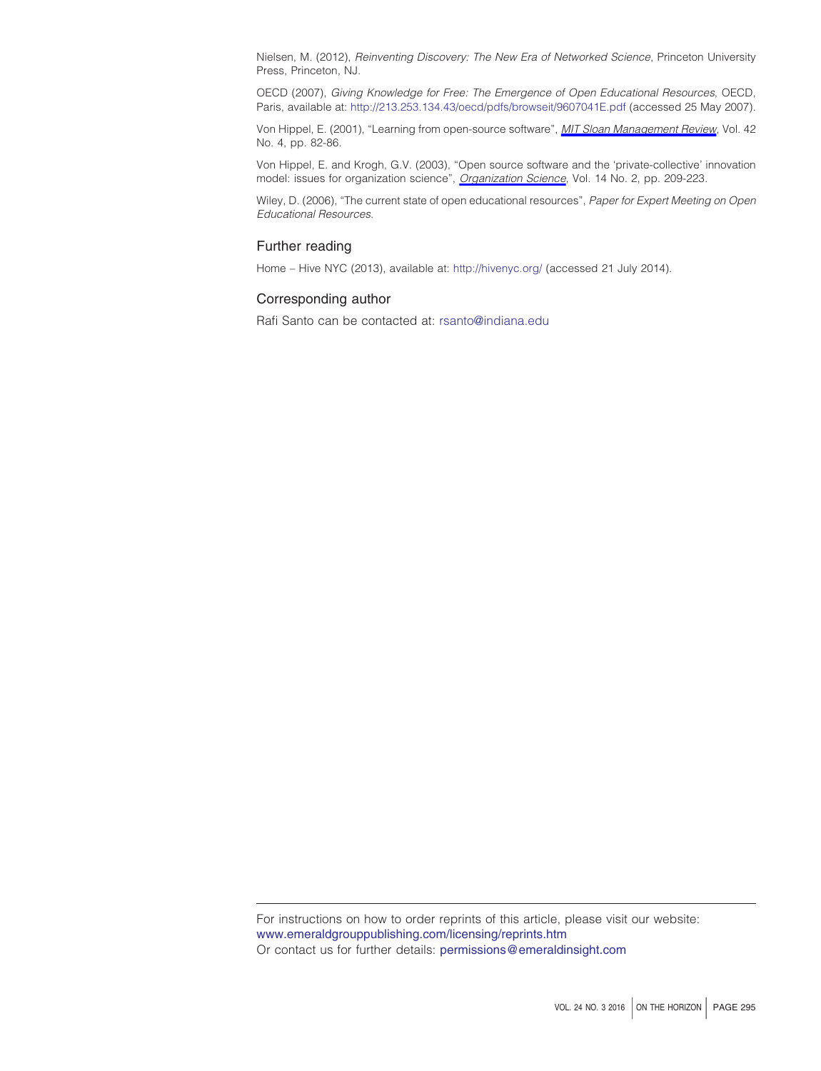Nielsen, M. (2012), *Reinventing Discovery: The New Era of Networked Science*, Princeton University Press, Princeton, NJ.

OECD (2007), *Giving Knowledge for Free: The Emergence of Open Educational Resources*, OECD, Paris, available at: http://213.253.134.43/oecd/pdfs/browseit/9607041E.pdf (accessed 25 May 2007).

Von Hippel, E. (2001), "Learning from open-source software", *MIT Sloan Management Review*, Vol. 42 No. 4, pp. 82-86.

Von Hippel, E. and Krogh, G.V. (2003), "Open source software and the 'private-collective' innovation model: issues for organization science", *Organization Science*, Vol. 14 No. 2, pp. 209-223.

Wiley, D. (2006), "The current state of open educational resources", *Paper for Expert Meeting on Open Educational Resources*.

## Further reading

Home – Hive NYC (2013), available at: http://hivenyc.org/ (accessed 21 July 2014).

## Corresponding author

Rafi Santo can be contacted at: rsanto@indiana.edu

For instructions on how to order reprints of this article, please visit our website:
www.emeraldgrouppublishing.com/licensing/reprints.htm
Or contact us for further details: permissions@emeraldinsight.com